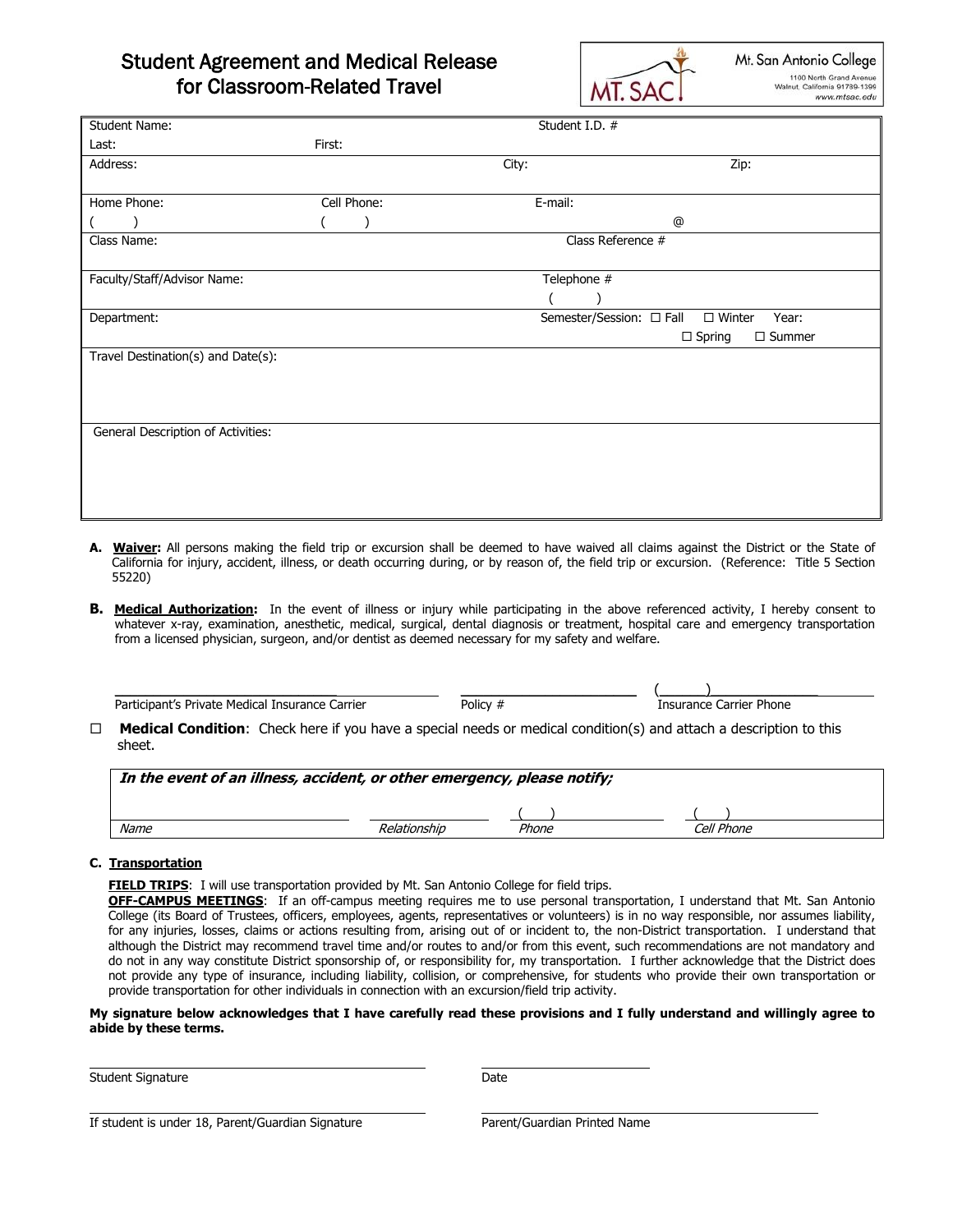# Student Agreement and Medical Release for Classroom-Related Travel

Mt. San Antonio College
1100 North Grand Avenue
Walnut, California 91789-1399
www.mtsac.edu

| | | |
|---|---|---|
| Student Name: Last: | First: | Student I.D. # |
| Address: | City: | Zip: |
| Home Phone: ( ) | Cell Phone: ( ) | E-mail: @ |
| Class Name: | | Class Reference # |
| Faculty/Staff/Advisor Name: | | Telephone # ( ) |
| Department: | | Semester/Session: ☐ Fall ☐ Winter ☐ Spring ☐ Summer Year: |
| Travel Destination(s) and Date(s): | | |
| General Description of Activities: | | |

**A. Waiver:** All persons making the field trip or excursion shall be deemed to have waived all claims against the District or the State of California for injury, accident, illness, or death occurring during, or by reason of, the field trip or excursion. (Reference: Title 5 Section 55220)

**B. Medical Authorization:** In the event of illness or injury while participating in the above referenced activity, I hereby consent to whatever x-ray, examination, anesthetic, medical, surgical, dental diagnosis or treatment, hospital care and emergency transportation from a licensed physician, surgeon, and/or dentist as deemed necessary for my safety and welfare.

Participant's Private Medical Insurance Carrier ______________ Policy # ______________ Insurance Carrier Phone ( ) ______________

☐ **Medical Condition**: Check here if you have a special needs or medical condition(s) and attach a description to this sheet.

***In the event of an illness, accident, or other emergency, please notify;***

| *Name* | *Relationship* | *Phone* ( ) | *Cell Phone* ( ) |
|---|---|---|---|

**C. Transportation**

**FIELD TRIPS**: I will use transportation provided by Mt. San Antonio College for field trips.

**OFF-CAMPUS MEETINGS**: If an off-campus meeting requires me to use personal transportation, I understand that Mt. San Antonio College (its Board of Trustees, officers, employees, agents, representatives or volunteers) is in no way responsible, nor assumes liability, for any injuries, losses, claims or actions resulting from, arising out of or incident to, the non-District transportation. I understand that although the District may recommend travel time and/or routes to and/or from this event, such recommendations are not mandatory and do not in any way constitute District sponsorship of, or responsibility for, my transportation. I further acknowledge that the District does not provide any type of insurance, including liability, collision, or comprehensive, for students who provide their own transportation or provide transportation for other individuals in connection with an excursion/field trip activity.

**My signature below acknowledges that I have carefully read these provisions and I fully understand and willingly agree to abide by these terms.**

Student Signature ______________ Date ______________

If student is under 18, Parent/Guardian Signature ______________ Parent/Guardian Printed Name ______________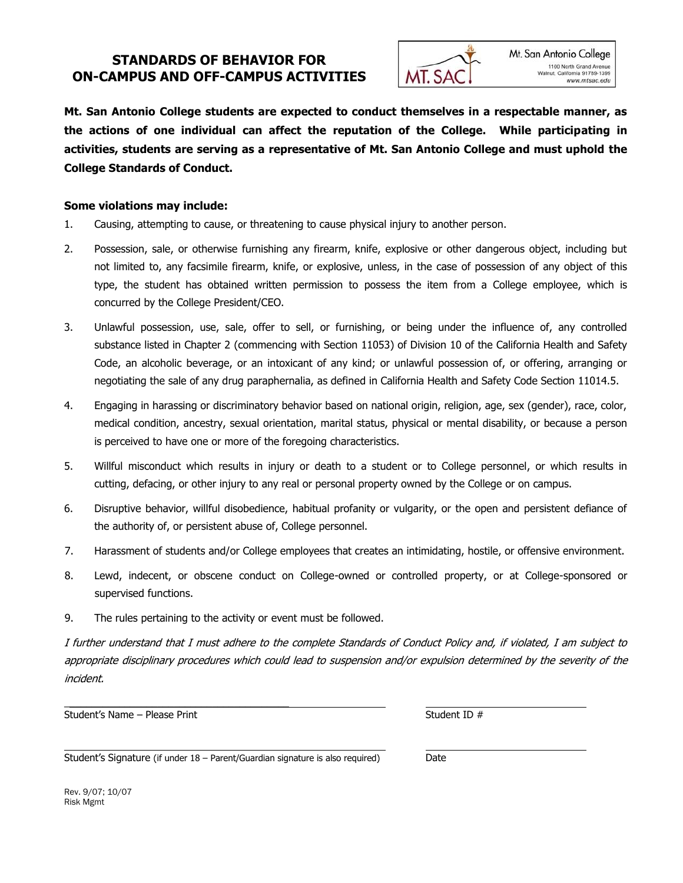# STANDARDS OF BEHAVIOR FOR ON-CAMPUS AND OFF-CAMPUS ACTIVITIES

Mt. San Antonio College
1100 North Grand Avenue
Walnut, California 91789-1399
www.mtsac.edu

**Mt. San Antonio College students are expected to conduct themselves in a respectable manner, as the actions of one individual can affect the reputation of the College. While participating in activities, students are serving as a representative of Mt. San Antonio College and must uphold the College Standards of Conduct.**

**Some violations may include:**

1. Causing, attempting to cause, or threatening to cause physical injury to another person.
2. Possession, sale, or otherwise furnishing any firearm, knife, explosive or other dangerous object, including but not limited to, any facsimile firearm, knife, or explosive, unless, in the case of possession of any object of this type, the student has obtained written permission to possess the item from a College employee, which is concurred by the College President/CEO.
3. Unlawful possession, use, sale, offer to sell, or furnishing, or being under the influence of, any controlled substance listed in Chapter 2 (commencing with Section 11053) of Division 10 of the California Health and Safety Code, an alcoholic beverage, or an intoxicant of any kind; or unlawful possession of, or offering, arranging or negotiating the sale of any drug paraphernalia, as defined in California Health and Safety Code Section 11014.5.
4. Engaging in harassing or discriminatory behavior based on national origin, religion, age, sex (gender), race, color, medical condition, ancestry, sexual orientation, marital status, physical or mental disability, or because a person is perceived to have one or more of the foregoing characteristics.
5. Willful misconduct which results in injury or death to a student or to College personnel, or which results in cutting, defacing, or other injury to any real or personal property owned by the College or on campus.
6. Disruptive behavior, willful disobedience, habitual profanity or vulgarity, or the open and persistent defiance of the authority of, or persistent abuse of, College personnel.
7. Harassment of students and/or College employees that creates an intimidating, hostile, or offensive environment.
8. Lewd, indecent, or obscene conduct on College-owned or controlled property, or at College-sponsored or supervised functions.
9. The rules pertaining to the activity or event must be followed.

*I further understand that I must adhere to the complete Standards of Conduct Policy and, if violated, I am subject to appropriate disciplinary procedures which could lead to suspension and/or expulsion determined by the severity of the incident.*

\_\_\_\_\_\_\_\_\_\_\_\_\_\_\_\_\_\_\_\_\_\_\_\_\_\_\_\_\_\_\_\_\_\_\_\_\_\_\_\_ \_\_\_\_\_\_\_\_\_\_\_\_\_\_\_\_\_\_\_\_\_\_\_\_
Student's Name – Please Print — Student ID #

\_\_\_\_\_\_\_\_\_\_\_\_\_\_\_\_\_\_\_\_\_\_\_\_\_\_\_\_\_\_\_\_\_\_\_\_\_\_\_\_ \_\_\_\_\_\_\_\_\_\_\_\_\_\_\_\_\_\_\_\_\_\_\_\_
Student's Signature (if under 18 – Parent/Guardian signature is also required) — Date

Rev. 9/07; 10/07
Risk Mgmt